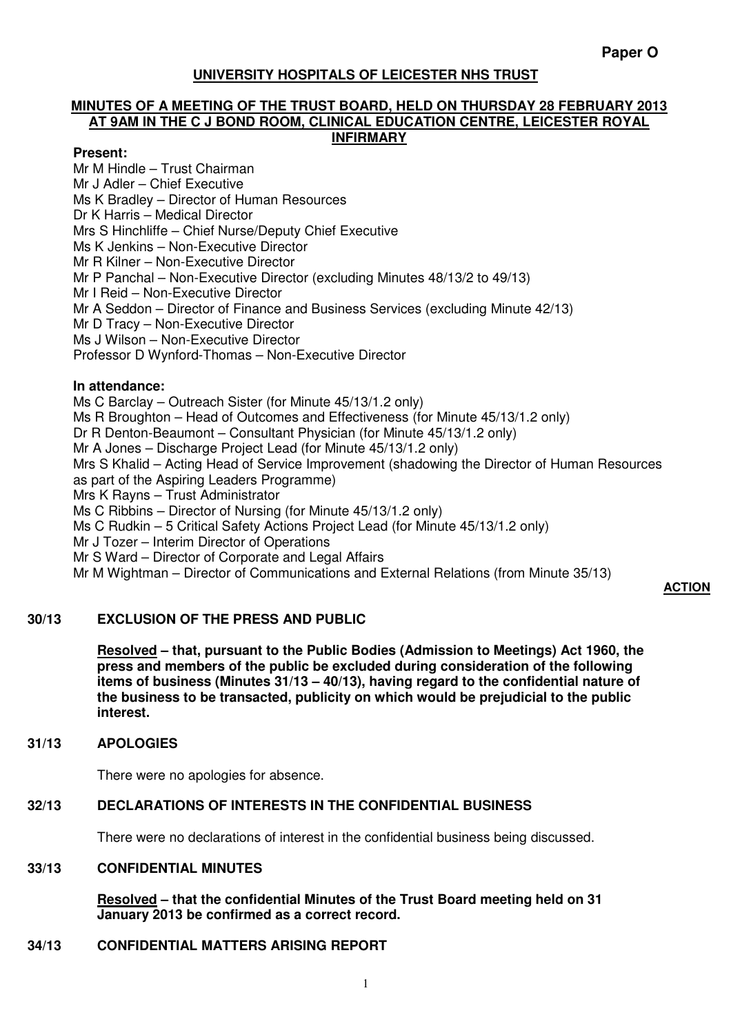**Paper O**

# UNIVERSITY HOSPITALS OF LEICESTER NHS TRUST

## MINUTES OF A MEETING OF THE TRUST BOARD, HELD ON THURSDAY 28 FEBRUARY 2013 AT 9AM IN THE C J BOND ROOM, CLINICAL EDUCATION CENTRE, LEICESTER ROYAL INFIRMARY

**Present:**

Mr M Hindle – Trust Chairman
Mr J Adler – Chief Executive
Ms K Bradley – Director of Human Resources
Dr K Harris – Medical Director
Mrs S Hinchliffe – Chief Nurse/Deputy Chief Executive
Ms K Jenkins – Non-Executive Director
Mr R Kilner – Non-Executive Director
Mr P Panchal – Non-Executive Director (excluding Minutes 48/13/2 to 49/13)
Mr I Reid – Non-Executive Director
Mr A Seddon – Director of Finance and Business Services (excluding Minute 42/13)
Mr D Tracy – Non-Executive Director
Ms J Wilson – Non-Executive Director
Professor D Wynford-Thomas – Non-Executive Director

**In attendance:**

Ms C Barclay – Outreach Sister (for Minute 45/13/1.2 only)
Ms R Broughton – Head of Outcomes and Effectiveness (for Minute 45/13/1.2 only)
Dr R Denton-Beaumont – Consultant Physician (for Minute 45/13/1.2 only)
Mr A Jones – Discharge Project Lead (for Minute 45/13/1.2 only)
Mrs S Khalid – Acting Head of Service Improvement (shadowing the Director of Human Resources as part of the Aspiring Leaders Programme)
Mrs K Rayns – Trust Administrator
Ms C Ribbins – Director of Nursing (for Minute 45/13/1.2 only)
Ms C Rudkin – 5 Critical Safety Actions Project Lead (for Minute 45/13/1.2 only)
Mr J Tozer – Interim Director of Operations
Mr S Ward – Director of Corporate and Legal Affairs
Mr M Wightman – Director of Communications and External Relations (from Minute 35/13)

**ACTION**

### 30/13 EXCLUSION OF THE PRESS AND PUBLIC

**Resolved – that, pursuant to the Public Bodies (Admission to Meetings) Act 1960, the press and members of the public be excluded during consideration of the following items of business (Minutes 31/13 – 40/13), having regard to the confidential nature of the business to be transacted, publicity on which would be prejudicial to the public interest.**

### 31/13 APOLOGIES

There were no apologies for absence.

### 32/13 DECLARATIONS OF INTERESTS IN THE CONFIDENTIAL BUSINESS

There were no declarations of interest in the confidential business being discussed.

### 33/13 CONFIDENTIAL MINUTES

**Resolved – that the confidential Minutes of the Trust Board meeting held on 31 January 2013 be confirmed as a correct record.**

### 34/13 CONFIDENTIAL MATTERS ARISING REPORT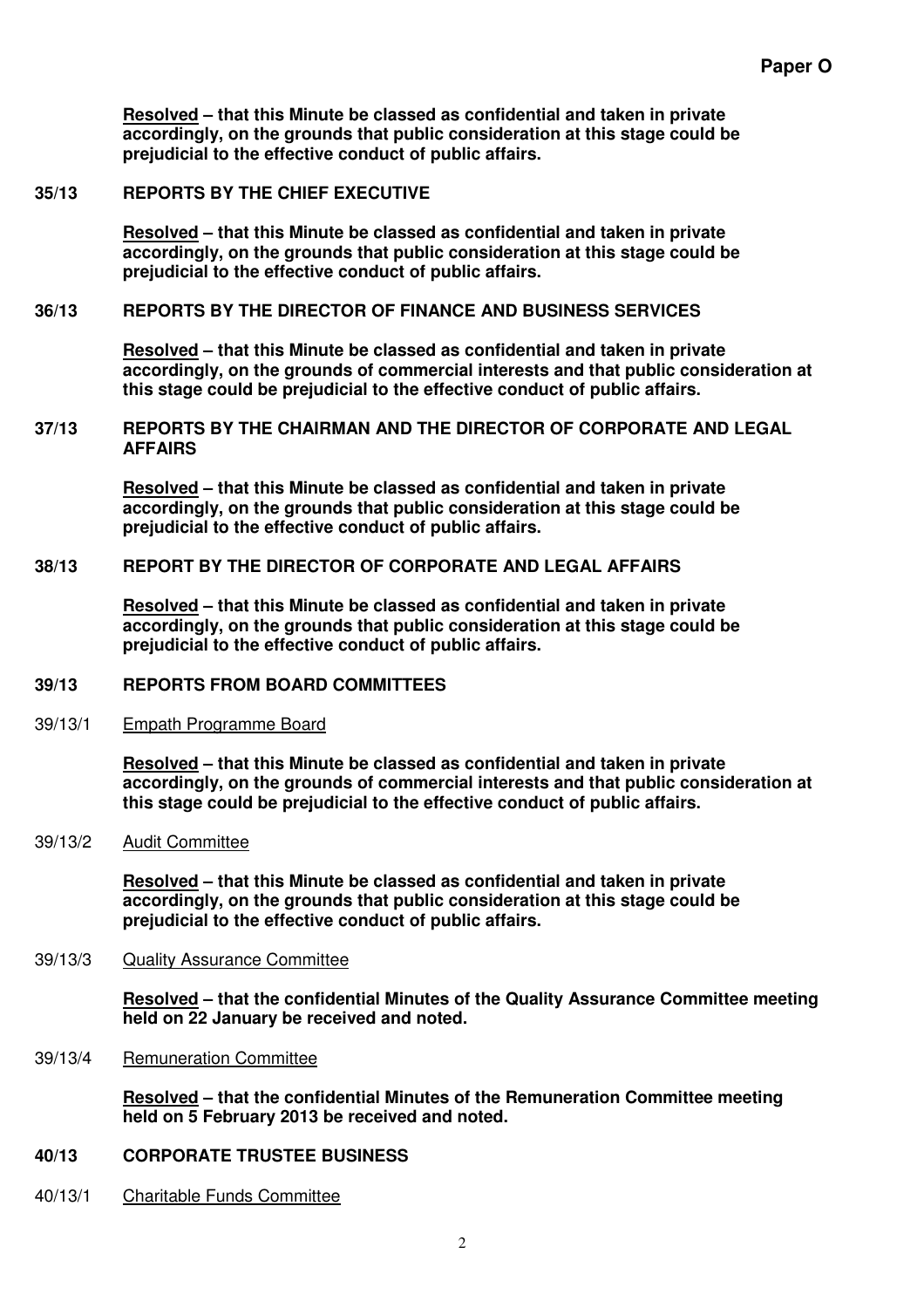**Paper O**

**Resolved – that this Minute be classed as confidential and taken in private accordingly, on the grounds that public consideration at this stage could be prejudicial to the effective conduct of public affairs.**

**35/13 REPORTS BY THE CHIEF EXECUTIVE**

**Resolved – that this Minute be classed as confidential and taken in private accordingly, on the grounds that public consideration at this stage could be prejudicial to the effective conduct of public affairs.**

**36/13 REPORTS BY THE DIRECTOR OF FINANCE AND BUSINESS SERVICES**

**Resolved – that this Minute be classed as confidential and taken in private accordingly, on the grounds of commercial interests and that public consideration at this stage could be prejudicial to the effective conduct of public affairs.**

**37/13 REPORTS BY THE CHAIRMAN AND THE DIRECTOR OF CORPORATE AND LEGAL AFFAIRS**

**Resolved – that this Minute be classed as confidential and taken in private accordingly, on the grounds that public consideration at this stage could be prejudicial to the effective conduct of public affairs.**

**38/13 REPORT BY THE DIRECTOR OF CORPORATE AND LEGAL AFFAIRS**

**Resolved – that this Minute be classed as confidential and taken in private accordingly, on the grounds that public consideration at this stage could be prejudicial to the effective conduct of public affairs.**

**39/13 REPORTS FROM BOARD COMMITTEES**

39/13/1 Empath Programme Board

**Resolved – that this Minute be classed as confidential and taken in private accordingly, on the grounds of commercial interests and that public consideration at this stage could be prejudicial to the effective conduct of public affairs.**

39/13/2 Audit Committee

**Resolved – that this Minute be classed as confidential and taken in private accordingly, on the grounds that public consideration at this stage could be prejudicial to the effective conduct of public affairs.**

39/13/3 Quality Assurance Committee

**Resolved – that the confidential Minutes of the Quality Assurance Committee meeting held on 22 January be received and noted.**

39/13/4 Remuneration Committee

**Resolved – that the confidential Minutes of the Remuneration Committee meeting held on 5 February 2013 be received and noted.**

**40/13 CORPORATE TRUSTEE BUSINESS**

40/13/1 Charitable Funds Committee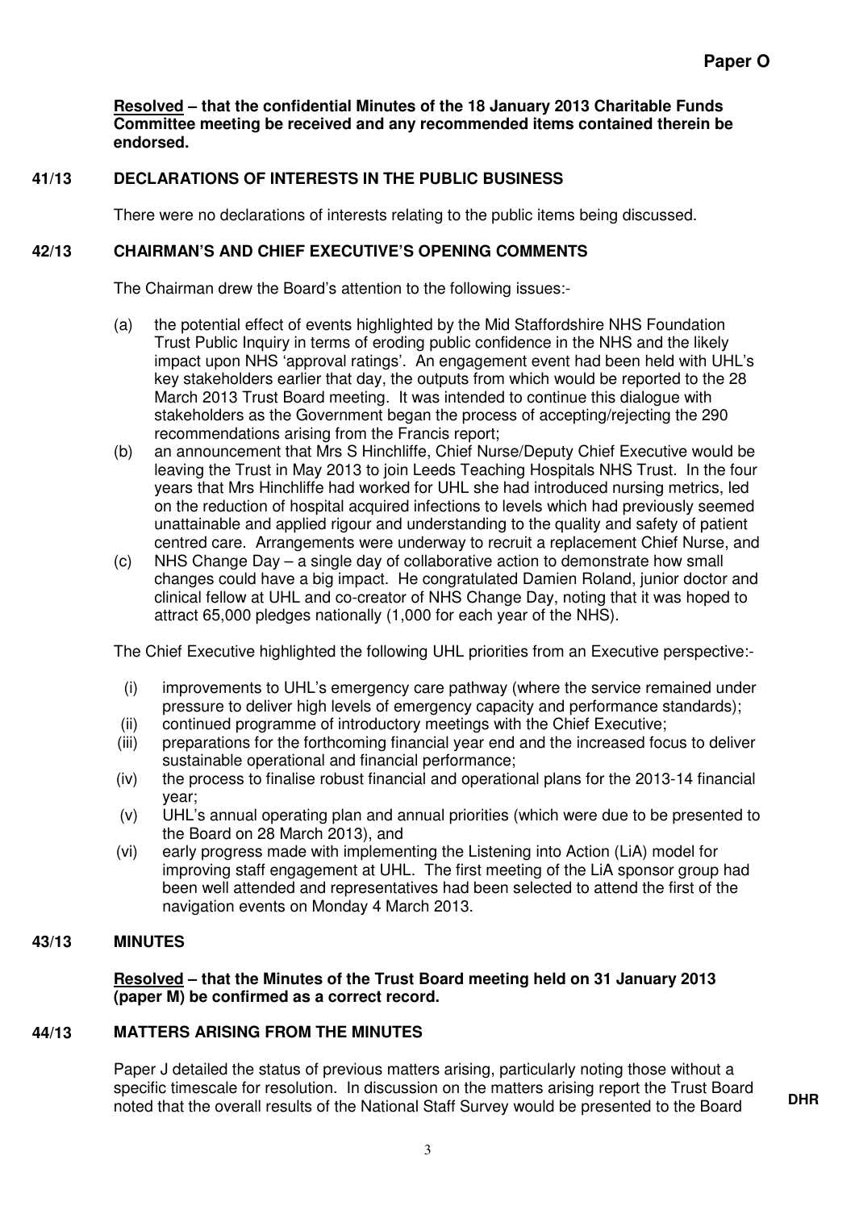**Paper O**

**Resolved – that the confidential Minutes of the 18 January 2013 Charitable Funds Committee meeting be received and any recommended items contained therein be endorsed.**

## 41/13 DECLARATIONS OF INTERESTS IN THE PUBLIC BUSINESS

There were no declarations of interests relating to the public items being discussed.

## 42/13 CHAIRMAN'S AND CHIEF EXECUTIVE'S OPENING COMMENTS

The Chairman drew the Board's attention to the following issues:-

(a) the potential effect of events highlighted by the Mid Staffordshire NHS Foundation Trust Public Inquiry in terms of eroding public confidence in the NHS and the likely impact upon NHS 'approval ratings'. An engagement event had been held with UHL's key stakeholders earlier that day, the outputs from which would be reported to the 28 March 2013 Trust Board meeting. It was intended to continue this dialogue with stakeholders as the Government began the process of accepting/rejecting the 290 recommendations arising from the Francis report;

(b) an announcement that Mrs S Hinchliffe, Chief Nurse/Deputy Chief Executive would be leaving the Trust in May 2013 to join Leeds Teaching Hospitals NHS Trust. In the four years that Mrs Hinchliffe had worked for UHL she had introduced nursing metrics, led on the reduction of hospital acquired infections to levels which had previously seemed unattainable and applied rigour and understanding to the quality and safety of patient centred care. Arrangements were underway to recruit a replacement Chief Nurse, and

(c) NHS Change Day – a single day of collaborative action to demonstrate how small changes could have a big impact. He congratulated Damien Roland, junior doctor and clinical fellow at UHL and co-creator of NHS Change Day, noting that it was hoped to attract 65,000 pledges nationally (1,000 for each year of the NHS).

The Chief Executive highlighted the following UHL priorities from an Executive perspective:-

(i) improvements to UHL's emergency care pathway (where the service remained under pressure to deliver high levels of emergency capacity and performance standards);

(ii) continued programme of introductory meetings with the Chief Executive;

(iii) preparations for the forthcoming financial year end and the increased focus to deliver sustainable operational and financial performance;

(iv) the process to finalise robust financial and operational plans for the 2013-14 financial year;

(v) UHL's annual operating plan and annual priorities (which were due to be presented to the Board on 28 March 2013), and

(vi) early progress made with implementing the Listening into Action (LiA) model for improving staff engagement at UHL. The first meeting of the LiA sponsor group had been well attended and representatives had been selected to attend the first of the navigation events on Monday 4 March 2013.

## 43/13 MINUTES

**Resolved – that the Minutes of the Trust Board meeting held on 31 January 2013 (paper M) be confirmed as a correct record.**

## 44/13 MATTERS ARISING FROM THE MINUTES

Paper J detailed the status of previous matters arising, particularly noting those without a specific timescale for resolution. In discussion on the matters arising report the Trust Board noted that the overall results of the National Staff Survey would be presented to the Board

**DHR**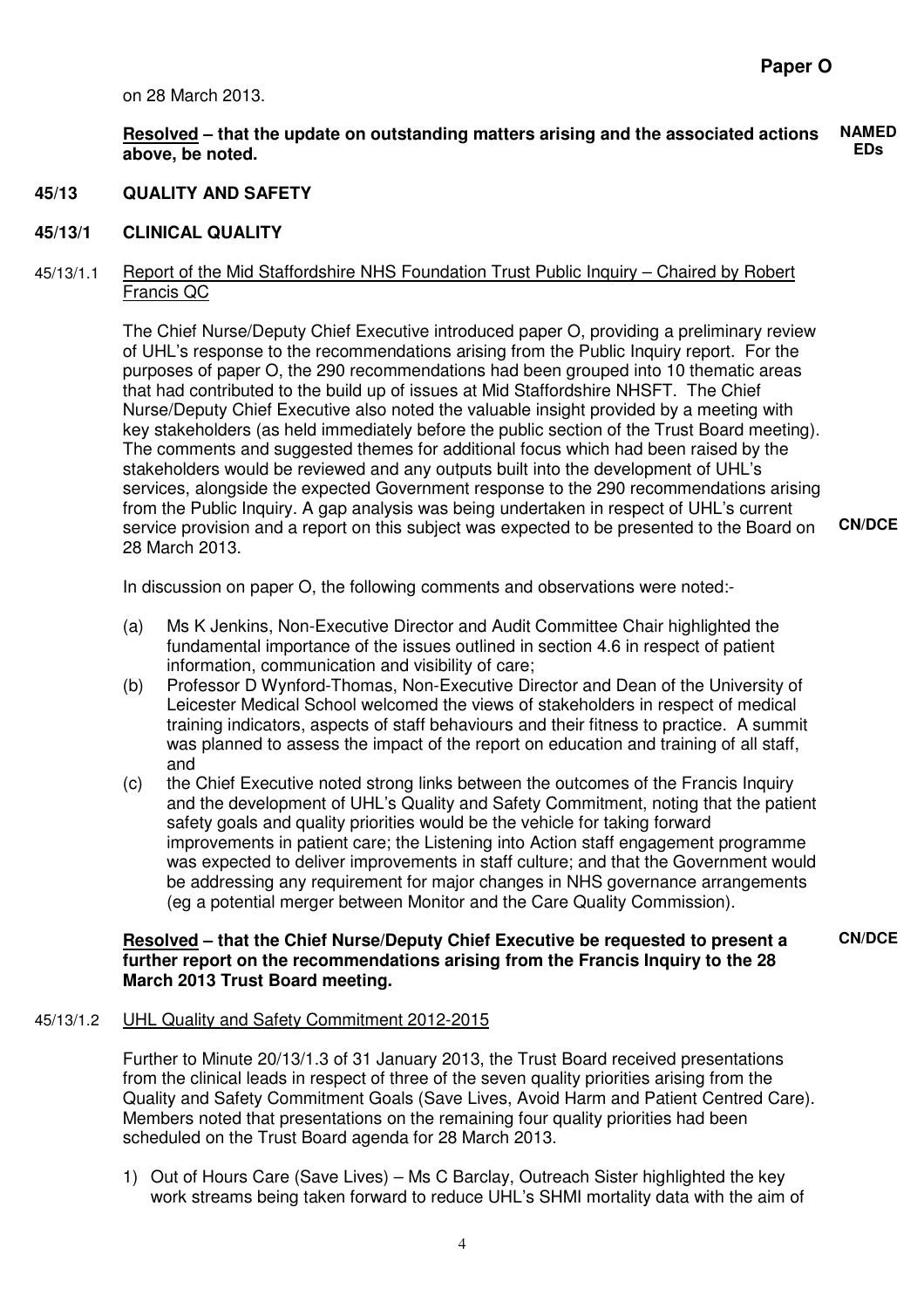on 28 March 2013.

**Resolved – that the update on outstanding matters arising and the associated actions above, be noted.** **NAMED EDs**

## 45/13 QUALITY AND SAFETY

### 45/13/1 CLINICAL QUALITY

45/13/1.1 Report of the Mid Staffordshire NHS Foundation Trust Public Inquiry – Chaired by Robert Francis QC

The Chief Nurse/Deputy Chief Executive introduced paper O, providing a preliminary review of UHL's response to the recommendations arising from the Public Inquiry report. For the purposes of paper O, the 290 recommendations had been grouped into 10 thematic areas that had contributed to the build up of issues at Mid Staffordshire NHSFT. The Chief Nurse/Deputy Chief Executive also noted the valuable insight provided by a meeting with key stakeholders (as held immediately before the public section of the Trust Board meeting). The comments and suggested themes for additional focus which had been raised by the stakeholders would be reviewed and any outputs built into the development of UHL's services, alongside the expected Government response to the 290 recommendations arising from the Public Inquiry. A gap analysis was being undertaken in respect of UHL's current service provision and a report on this subject was expected to be presented to the Board on 28 March 2013. **CN/DCE**

In discussion on paper O, the following comments and observations were noted:-

(a) Ms K Jenkins, Non-Executive Director and Audit Committee Chair highlighted the fundamental importance of the issues outlined in section 4.6 in respect of patient information, communication and visibility of care;

(b) Professor D Wynford-Thomas, Non-Executive Director and Dean of the University of Leicester Medical School welcomed the views of stakeholders in respect of medical training indicators, aspects of staff behaviours and their fitness to practice. A summit was planned to assess the impact of the report on education and training of all staff, and

(c) the Chief Executive noted strong links between the outcomes of the Francis Inquiry and the development of UHL's Quality and Safety Commitment, noting that the patient safety goals and quality priorities would be the vehicle for taking forward improvements in patient care; the Listening into Action staff engagement programme was expected to deliver improvements in staff culture; and that the Government would be addressing any requirement for major changes in NHS governance arrangements (eg a potential merger between Monitor and the Care Quality Commission).

**Resolved – that the Chief Nurse/Deputy Chief Executive be requested to present a further report on the recommendations arising from the Francis Inquiry to the 28 March 2013 Trust Board meeting.** **CN/DCE**

45/13/1.2 UHL Quality and Safety Commitment 2012-2015

Further to Minute 20/13/1.3 of 31 January 2013, the Trust Board received presentations from the clinical leads in respect of three of the seven quality priorities arising from the Quality and Safety Commitment Goals (Save Lives, Avoid Harm and Patient Centred Care). Members noted that presentations on the remaining four quality priorities had been scheduled on the Trust Board agenda for 28 March 2013.

1) Out of Hours Care (Save Lives) – Ms C Barclay, Outreach Sister highlighted the key work streams being taken forward to reduce UHL's SHMI mortality data with the aim of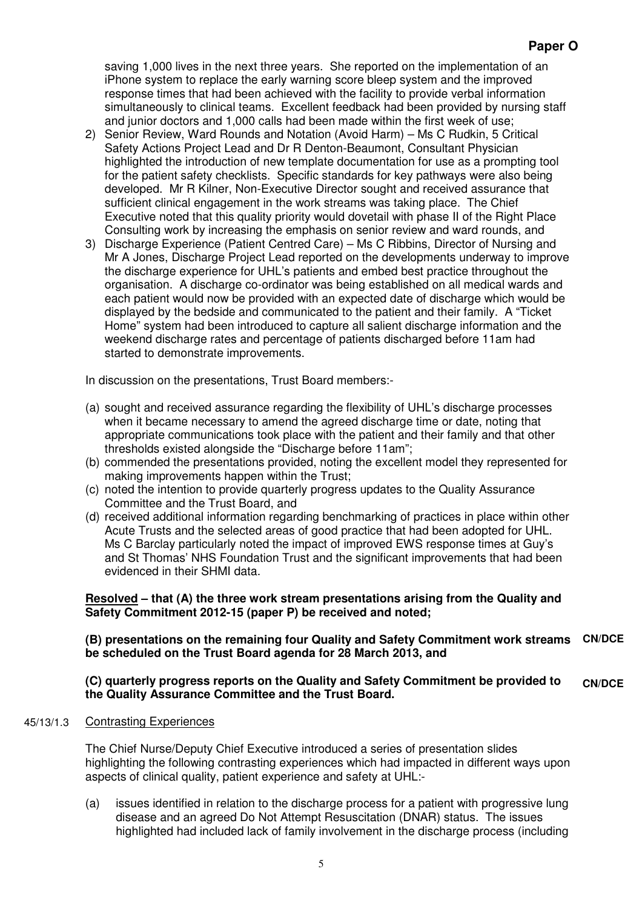saving 1,000 lives in the next three years. She reported on the implementation of an iPhone system to replace the early warning score bleep system and the improved response times that had been achieved with the facility to provide verbal information simultaneously to clinical teams. Excellent feedback had been provided by nursing staff and junior doctors and 1,000 calls had been made within the first week of use;

2) Senior Review, Ward Rounds and Notation (Avoid Harm) – Ms C Rudkin, 5 Critical Safety Actions Project Lead and Dr R Denton-Beaumont, Consultant Physician highlighted the introduction of new template documentation for use as a prompting tool for the patient safety checklists. Specific standards for key pathways were also being developed. Mr R Kilner, Non-Executive Director sought and received assurance that sufficient clinical engagement in the work streams was taking place. The Chief Executive noted that this quality priority would dovetail with phase II of the Right Place Consulting work by increasing the emphasis on senior review and ward rounds, and
3) Discharge Experience (Patient Centred Care) – Ms C Ribbins, Director of Nursing and Mr A Jones, Discharge Project Lead reported on the developments underway to improve the discharge experience for UHL's patients and embed best practice throughout the organisation. A discharge co-ordinator was being established on all medical wards and each patient would now be provided with an expected date of discharge which would be displayed by the bedside and communicated to the patient and their family. A "Ticket Home" system had been introduced to capture all salient discharge information and the weekend discharge rates and percentage of patients discharged before 11am had started to demonstrate improvements.

In discussion on the presentations, Trust Board members:-

(a) sought and received assurance regarding the flexibility of UHL's discharge processes when it became necessary to amend the agreed discharge time or date, noting that appropriate communications took place with the patient and their family and that other thresholds existed alongside the "Discharge before 11am";
(b) commended the presentations provided, noting the excellent model they represented for making improvements happen within the Trust;
(c) noted the intention to provide quarterly progress updates to the Quality Assurance Committee and the Trust Board, and
(d) received additional information regarding benchmarking of practices in place within other Acute Trusts and the selected areas of good practice that had been adopted for UHL. Ms C Barclay particularly noted the impact of improved EWS response times at Guy's and St Thomas' NHS Foundation Trust and the significant improvements that had been evidenced in their SHMI data.

**Resolved – that (A) the three work stream presentations arising from the Quality and Safety Commitment 2012-15 (paper P) be received and noted;**

**(B) presentations on the remaining four Quality and Safety Commitment work streams be scheduled on the Trust Board agenda for 28 March 2013, and** **CN/DCE**

**(C) quarterly progress reports on the Quality and Safety Commitment be provided to the Quality Assurance Committee and the Trust Board.** **CN/DCE**

45/13/1.3 Contrasting Experiences

The Chief Nurse/Deputy Chief Executive introduced a series of presentation slides highlighting the following contrasting experiences which had impacted in different ways upon aspects of clinical quality, patient experience and safety at UHL:-

(a) issues identified in relation to the discharge process for a patient with progressive lung disease and an agreed Do Not Attempt Resuscitation (DNAR) status. The issues highlighted had included lack of family involvement in the discharge process (including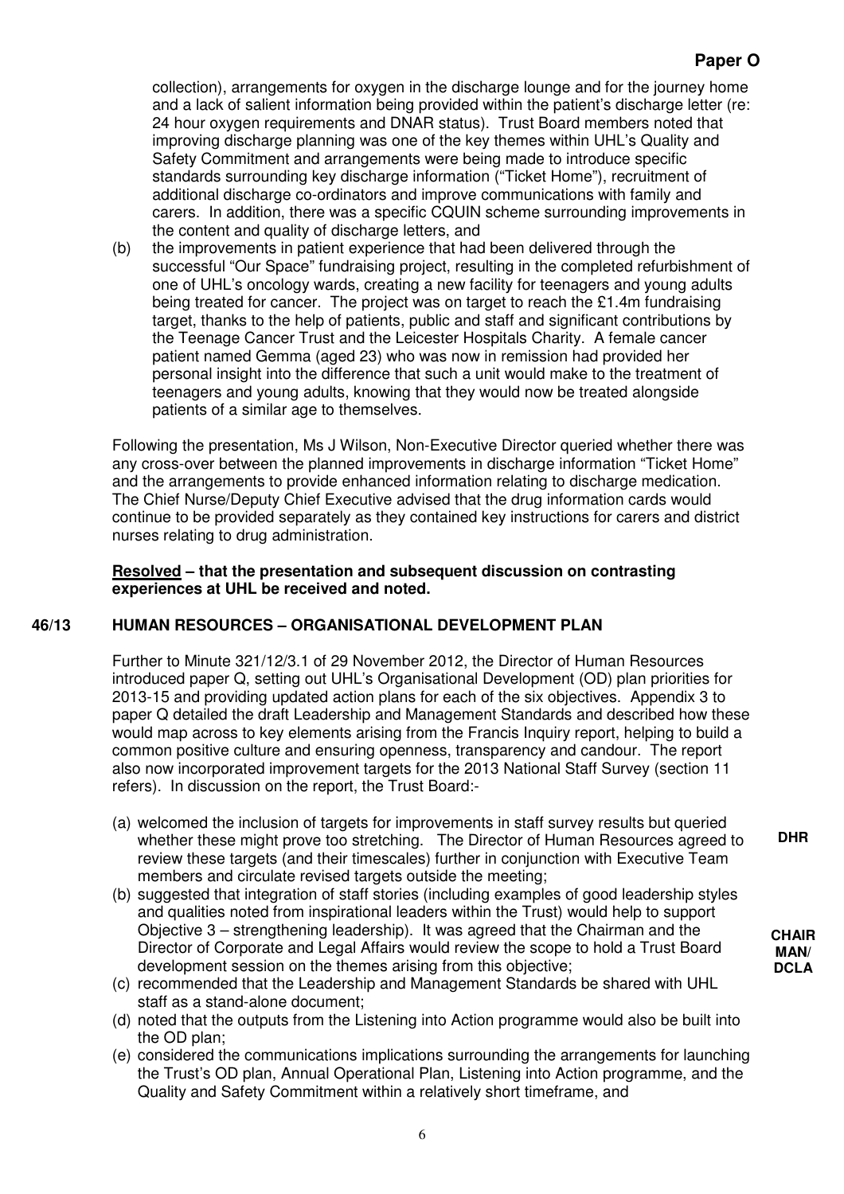collection), arrangements for oxygen in the discharge lounge and for the journey home and a lack of salient information being provided within the patient's discharge letter (re: 24 hour oxygen requirements and DNAR status). Trust Board members noted that improving discharge planning was one of the key themes within UHL's Quality and Safety Commitment and arrangements were being made to introduce specific standards surrounding key discharge information ("Ticket Home"), recruitment of additional discharge co-ordinators and improve communications with family and carers. In addition, there was a specific CQUIN scheme surrounding improvements in the content and quality of discharge letters, and

(b) the improvements in patient experience that had been delivered through the successful "Our Space" fundraising project, resulting in the completed refurbishment of one of UHL's oncology wards, creating a new facility for teenagers and young adults being treated for cancer. The project was on target to reach the £1.4m fundraising target, thanks to the help of patients, public and staff and significant contributions by the Teenage Cancer Trust and the Leicester Hospitals Charity. A female cancer patient named Gemma (aged 23) who was now in remission had provided her personal insight into the difference that such a unit would make to the treatment of teenagers and young adults, knowing that they would now be treated alongside patients of a similar age to themselves.

Following the presentation, Ms J Wilson, Non-Executive Director queried whether there was any cross-over between the planned improvements in discharge information "Ticket Home" and the arrangements to provide enhanced information relating to discharge medication. The Chief Nurse/Deputy Chief Executive advised that the drug information cards would continue to be provided separately as they contained key instructions for carers and district nurses relating to drug administration.

**Resolved – that the presentation and subsequent discussion on contrasting experiences at UHL be received and noted.**

## 46/13 HUMAN RESOURCES – ORGANISATIONAL DEVELOPMENT PLAN

Further to Minute 321/12/3.1 of 29 November 2012, the Director of Human Resources introduced paper Q, setting out UHL's Organisational Development (OD) plan priorities for 2013-15 and providing updated action plans for each of the six objectives. Appendix 3 to paper Q detailed the draft Leadership and Management Standards and described how these would map across to key elements arising from the Francis Inquiry report, helping to build a common positive culture and ensuring openness, transparency and candour. The report also now incorporated improvement targets for the 2013 National Staff Survey (section 11 refers). In discussion on the report, the Trust Board:-

(a) welcomed the inclusion of targets for improvements in staff survey results but queried whether these might prove too stretching. The Director of Human Resources agreed to review these targets (and their timescales) further in conjunction with Executive Team members and circulate revised targets outside the meeting; **DHR**

(b) suggested that integration of staff stories (including examples of good leadership styles and qualities noted from inspirational leaders within the Trust) would help to support Objective 3 – strengthening leadership). It was agreed that the Chairman and the Director of Corporate and Legal Affairs would review the scope to hold a Trust Board development session on the themes arising from this objective; **CHAIRMAN/DCLA**

(c) recommended that the Leadership and Management Standards be shared with UHL staff as a stand-alone document;

(d) noted that the outputs from the Listening into Action programme would also be built into the OD plan;

(e) considered the communications implications surrounding the arrangements for launching the Trust's OD plan, Annual Operational Plan, Listening into Action programme, and the Quality and Safety Commitment within a relatively short timeframe, and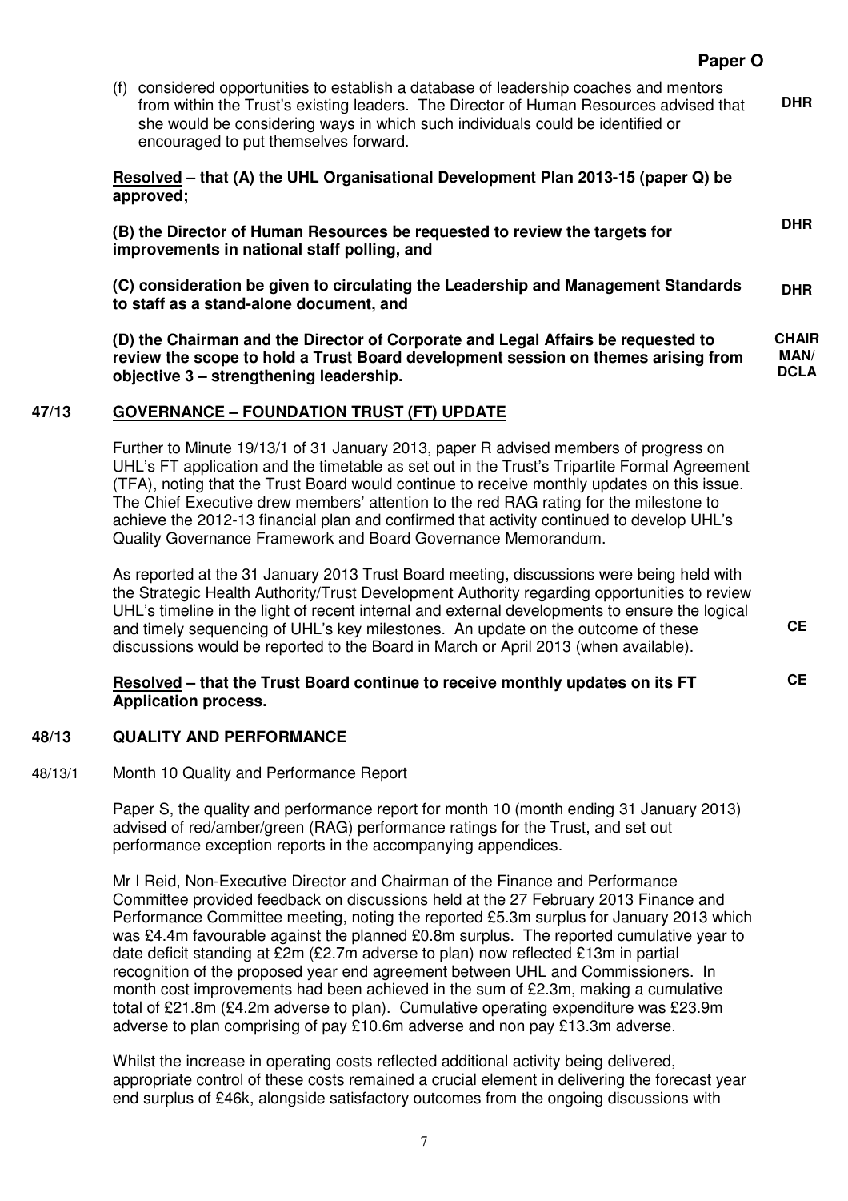**Paper O**

(f) considered opportunities to establish a database of leadership coaches and mentors from within the Trust's existing leaders. The Director of Human Resources advised that she would be considering ways in which such individuals could be identified or encouraged to put themselves forward. **DHR**

**Resolved – that (A) the UHL Organisational Development Plan 2013-15 (paper Q) be approved;**

**(B) the Director of Human Resources be requested to review the targets for improvements in national staff polling, and** **DHR**

**(C) consideration be given to circulating the Leadership and Management Standards to staff as a stand-alone document, and** **DHR**

**(D) the Chairman and the Director of Corporate and Legal Affairs be requested to review the scope to hold a Trust Board development session on themes arising from objective 3 – strengthening leadership.** **CHAIR MAN/ DCLA**

## 47/13 GOVERNANCE – FOUNDATION TRUST (FT) UPDATE

Further to Minute 19/13/1 of 31 January 2013, paper R advised members of progress on UHL's FT application and the timetable as set out in the Trust's Tripartite Formal Agreement (TFA), noting that the Trust Board would continue to receive monthly updates on this issue. The Chief Executive drew members' attention to the red RAG rating for the milestone to achieve the 2012-13 financial plan and confirmed that activity continued to develop UHL's Quality Governance Framework and Board Governance Memorandum.

As reported at the 31 January 2013 Trust Board meeting, discussions were being held with the Strategic Health Authority/Trust Development Authority regarding opportunities to review UHL's timeline in the light of recent internal and external developments to ensure the logical and timely sequencing of UHL's key milestones. An update on the outcome of these discussions would be reported to the Board in March or April 2013 (when available). **CE**

**Resolved – that the Trust Board continue to receive monthly updates on its FT Application process.** **CE**

## 48/13 QUALITY AND PERFORMANCE

### 48/13/1 Month 10 Quality and Performance Report

Paper S, the quality and performance report for month 10 (month ending 31 January 2013) advised of red/amber/green (RAG) performance ratings for the Trust, and set out performance exception reports in the accompanying appendices.

Mr I Reid, Non-Executive Director and Chairman of the Finance and Performance Committee provided feedback on discussions held at the 27 February 2013 Finance and Performance Committee meeting, noting the reported £5.3m surplus for January 2013 which was £4.4m favourable against the planned £0.8m surplus. The reported cumulative year to date deficit standing at £2m (£2.7m adverse to plan) now reflected £13m in partial recognition of the proposed year end agreement between UHL and Commissioners. In month cost improvements had been achieved in the sum of £2.3m, making a cumulative total of £21.8m (£4.2m adverse to plan). Cumulative operating expenditure was £23.9m adverse to plan comprising of pay £10.6m adverse and non pay £13.3m adverse.

Whilst the increase in operating costs reflected additional activity being delivered, appropriate control of these costs remained a crucial element in delivering the forecast year end surplus of £46k, alongside satisfactory outcomes from the ongoing discussions with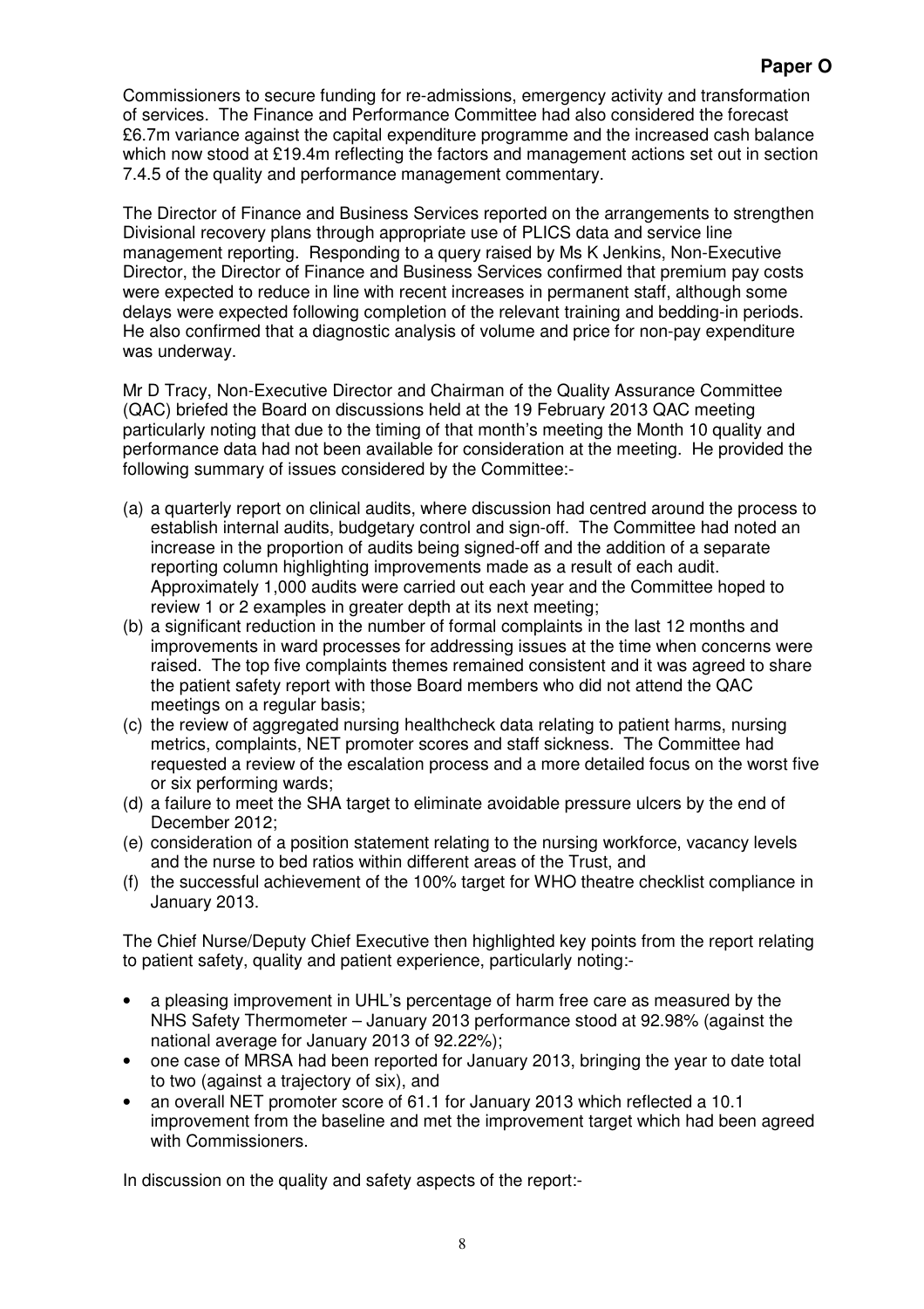**Paper O**

Commissioners to secure funding for re-admissions, emergency activity and transformation of services. The Finance and Performance Committee had also considered the forecast £6.7m variance against the capital expenditure programme and the increased cash balance which now stood at £19.4m reflecting the factors and management actions set out in section 7.4.5 of the quality and performance management commentary.

The Director of Finance and Business Services reported on the arrangements to strengthen Divisional recovery plans through appropriate use of PLICS data and service line management reporting. Responding to a query raised by Ms K Jenkins, Non-Executive Director, the Director of Finance and Business Services confirmed that premium pay costs were expected to reduce in line with recent increases in permanent staff, although some delays were expected following completion of the relevant training and bedding-in periods. He also confirmed that a diagnostic analysis of volume and price for non-pay expenditure was underway.

Mr D Tracy, Non-Executive Director and Chairman of the Quality Assurance Committee (QAC) briefed the Board on discussions held at the 19 February 2013 QAC meeting particularly noting that due to the timing of that month's meeting the Month 10 quality and performance data had not been available for consideration at the meeting. He provided the following summary of issues considered by the Committee:-

(a) a quarterly report on clinical audits, where discussion had centred around the process to establish internal audits, budgetary control and sign-off. The Committee had noted an increase in the proportion of audits being signed-off and the addition of a separate reporting column highlighting improvements made as a result of each audit. Approximately 1,000 audits were carried out each year and the Committee hoped to review 1 or 2 examples in greater depth at its next meeting;
(b) a significant reduction in the number of formal complaints in the last 12 months and improvements in ward processes for addressing issues at the time when concerns were raised. The top five complaints themes remained consistent and it was agreed to share the patient safety report with those Board members who did not attend the QAC meetings on a regular basis;
(c) the review of aggregated nursing healthcheck data relating to patient harms, nursing metrics, complaints, NET promoter scores and staff sickness. The Committee had requested a review of the escalation process and a more detailed focus on the worst five or six performing wards;
(d) a failure to meet the SHA target to eliminate avoidable pressure ulcers by the end of December 2012;
(e) consideration of a position statement relating to the nursing workforce, vacancy levels and the nurse to bed ratios within different areas of the Trust, and
(f) the successful achievement of the 100% target for WHO theatre checklist compliance in January 2013.

The Chief Nurse/Deputy Chief Executive then highlighted key points from the report relating to patient safety, quality and patient experience, particularly noting:-

- a pleasing improvement in UHL's percentage of harm free care as measured by the NHS Safety Thermometer – January 2013 performance stood at 92.98% (against the national average for January 2013 of 92.22%);
- one case of MRSA had been reported for January 2013, bringing the year to date total to two (against a trajectory of six), and
- an overall NET promoter score of 61.1 for January 2013 which reflected a 10.1 improvement from the baseline and met the improvement target which had been agreed with Commissioners.

In discussion on the quality and safety aspects of the report:-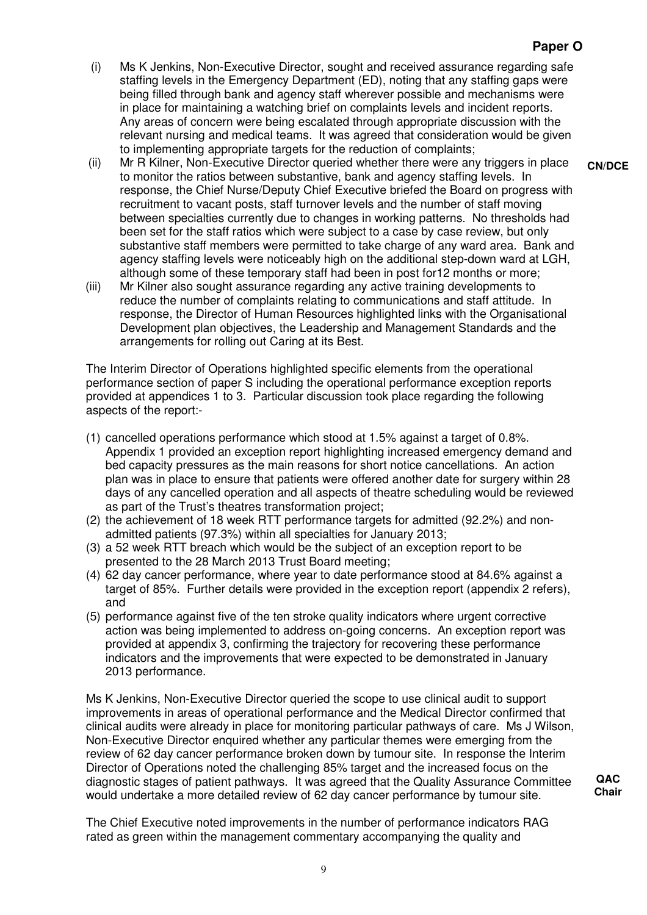**Paper O**

(i) Ms K Jenkins, Non-Executive Director, sought and received assurance regarding safe staffing levels in the Emergency Department (ED), noting that any staffing gaps were being filled through bank and agency staff wherever possible and mechanisms were in place for maintaining a watching brief on complaints levels and incident reports. Any areas of concern were being escalated through appropriate discussion with the relevant nursing and medical teams. It was agreed that consideration would be given to implementing appropriate targets for the reduction of complaints; **CN/DCE**

(ii) Mr R Kilner, Non-Executive Director queried whether there were any triggers in place to monitor the ratios between substantive, bank and agency staffing levels. In response, the Chief Nurse/Deputy Chief Executive briefed the Board on progress with recruitment to vacant posts, staff turnover levels and the number of staff moving between specialties currently due to changes in working patterns. No thresholds had been set for the staff ratios which were subject to a case by case review, but only substantive staff members were permitted to take charge of any ward area. Bank and agency staffing levels were noticeably high on the additional step-down ward at LGH, although some of these temporary staff had been in post for12 months or more;

(iii) Mr Kilner also sought assurance regarding any active training developments to reduce the number of complaints relating to communications and staff attitude. In response, the Director of Human Resources highlighted links with the Organisational Development plan objectives, the Leadership and Management Standards and the arrangements for rolling out Caring at its Best.

The Interim Director of Operations highlighted specific elements from the operational performance section of paper S including the operational performance exception reports provided at appendices 1 to 3. Particular discussion took place regarding the following aspects of the report:-

(1) cancelled operations performance which stood at 1.5% against a target of 0.8%. Appendix 1 provided an exception report highlighting increased emergency demand and bed capacity pressures as the main reasons for short notice cancellations. An action plan was in place to ensure that patients were offered another date for surgery within 28 days of any cancelled operation and all aspects of theatre scheduling would be reviewed as part of the Trust's theatres transformation project;
(2) the achievement of 18 week RTT performance targets for admitted (92.2%) and non-admitted patients (97.3%) within all specialties for January 2013;
(3) a 52 week RTT breach which would be the subject of an exception report to be presented to the 28 March 2013 Trust Board meeting;
(4) 62 day cancer performance, where year to date performance stood at 84.6% against a target of 85%. Further details were provided in the exception report (appendix 2 refers), and
(5) performance against five of the ten stroke quality indicators where urgent corrective action was being implemented to address on-going concerns. An exception report was provided at appendix 3, confirming the trajectory for recovering these performance indicators and the improvements that were expected to be demonstrated in January 2013 performance.

Ms K Jenkins, Non-Executive Director queried the scope to use clinical audit to support improvements in areas of operational performance and the Medical Director confirmed that clinical audits were already in place for monitoring particular pathways of care. Ms J Wilson, Non-Executive Director enquired whether any particular themes were emerging from the review of 62 day cancer performance broken down by tumour site. In response the Interim Director of Operations noted the challenging 85% target and the increased focus on the diagnostic stages of patient pathways. It was agreed that the Quality Assurance Committee would undertake a more detailed review of 62 day cancer performance by tumour site. **QAC Chair**

The Chief Executive noted improvements in the number of performance indicators RAG rated as green within the management commentary accompanying the quality and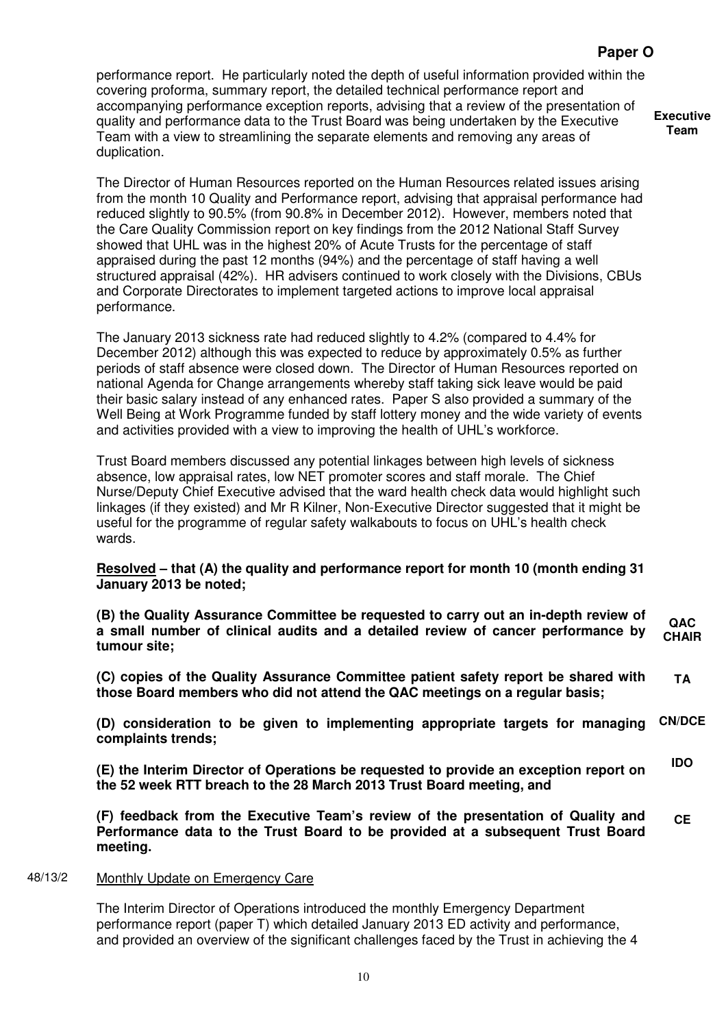performance report. He particularly noted the depth of useful information provided within the covering proforma, summary report, the detailed technical performance report and accompanying performance exception reports, advising that a review of the presentation of quality and performance data to the Trust Board was being undertaken by the Executive Team with a view to streamlining the separate elements and removing any areas of duplication. **Executive Team**

The Director of Human Resources reported on the Human Resources related issues arising from the month 10 Quality and Performance report, advising that appraisal performance had reduced slightly to 90.5% (from 90.8% in December 2012). However, members noted that the Care Quality Commission report on key findings from the 2012 National Staff Survey showed that UHL was in the highest 20% of Acute Trusts for the percentage of staff appraised during the past 12 months (94%) and the percentage of staff having a well structured appraisal (42%). HR advisers continued to work closely with the Divisions, CBUs and Corporate Directorates to implement targeted actions to improve local appraisal performance.

The January 2013 sickness rate had reduced slightly to 4.2% (compared to 4.4% for December 2012) although this was expected to reduce by approximately 0.5% as further periods of staff absence were closed down. The Director of Human Resources reported on national Agenda for Change arrangements whereby staff taking sick leave would be paid their basic salary instead of any enhanced rates. Paper S also provided a summary of the Well Being at Work Programme funded by staff lottery money and the wide variety of events and activities provided with a view to improving the health of UHL's workforce.

Trust Board members discussed any potential linkages between high levels of sickness absence, low appraisal rates, low NET promoter scores and staff morale. The Chief Nurse/Deputy Chief Executive advised that the ward health check data would highlight such linkages (if they existed) and Mr R Kilner, Non-Executive Director suggested that it might be useful for the programme of regular safety walkabouts to focus on UHL's health check wards.

**Resolved – that (A) the quality and performance report for month 10 (month ending 31 January 2013 be noted;**

**(B) the Quality Assurance Committee be requested to carry out an in-depth review of a small number of clinical audits and a detailed review of cancer performance by tumour site;** **QAC CHAIR**

**(C) copies of the Quality Assurance Committee patient safety report be shared with those Board members who did not attend the QAC meetings on a regular basis;** **TA**

**(D) consideration to be given to implementing appropriate targets for managing complaints trends;** **CN/DCE**

**(E) the Interim Director of Operations be requested to provide an exception report on the 52 week RTT breach to the 28 March 2013 Trust Board meeting, and** **IDO**

**(F) feedback from the Executive Team's review of the presentation of Quality and Performance data to the Trust Board to be provided at a subsequent Trust Board meeting.** **CE**

48/13/2 Monthly Update on Emergency Care

The Interim Director of Operations introduced the monthly Emergency Department performance report (paper T) which detailed January 2013 ED activity and performance, and provided an overview of the significant challenges faced by the Trust in achieving the 4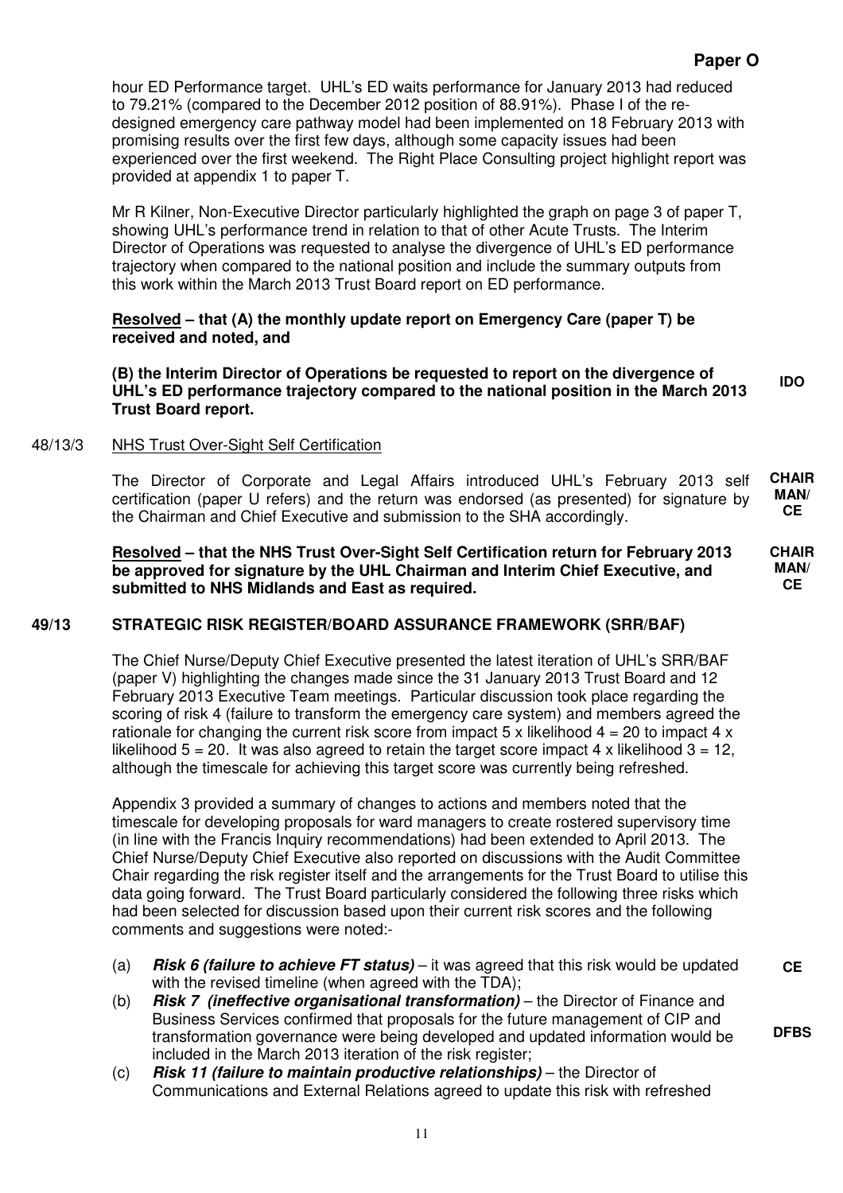hour ED Performance target. UHL's ED waits performance for January 2013 had reduced to 79.21% (compared to the December 2012 position of 88.91%). Phase I of the re-designed emergency care pathway model had been implemented on 18 February 2013 with promising results over the first few days, although some capacity issues had been experienced over the first weekend. The Right Place Consulting project highlight report was provided at appendix 1 to paper T.

Mr R Kilner, Non-Executive Director particularly highlighted the graph on page 3 of paper T, showing UHL's performance trend in relation to that of other Acute Trusts. The Interim Director of Operations was requested to analyse the divergence of UHL's ED performance trajectory when compared to the national position and include the summary outputs from this work within the March 2013 Trust Board report on ED performance.

**Resolved – that (A) the monthly update report on Emergency Care (paper T) be received and noted, and**

**(B) the Interim Director of Operations be requested to report on the divergence of UHL's ED performance trajectory compared to the national position in the March 2013 Trust Board report.** **IDO**

48/13/3 NHS Trust Over-Sight Self Certification

The Director of Corporate and Legal Affairs introduced UHL's February 2013 self certification (paper U refers) and the return was endorsed (as presented) for signature by the Chairman and Chief Executive and submission to the SHA accordingly. **CHAIRMAN/CE**

**Resolved – that the NHS Trust Over-Sight Self Certification return for February 2013 be approved for signature by the UHL Chairman and Interim Chief Executive, and submitted to NHS Midlands and East as required.** **CHAIRMAN/CE**

## 49/13 STRATEGIC RISK REGISTER/BOARD ASSURANCE FRAMEWORK (SRR/BAF)

The Chief Nurse/Deputy Chief Executive presented the latest iteration of UHL's SRR/BAF (paper V) highlighting the changes made since the 31 January 2013 Trust Board and 12 February 2013 Executive Team meetings. Particular discussion took place regarding the scoring of risk 4 (failure to transform the emergency care system) and members agreed the rationale for changing the current risk score from impact 5 x likelihood 4 = 20 to impact 4 x likelihood 5 = 20. It was also agreed to retain the target score impact 4 x likelihood 3 = 12, although the timescale for achieving this target score was currently being refreshed.

Appendix 3 provided a summary of changes to actions and members noted that the timescale for developing proposals for ward managers to create rostered supervisory time (in line with the Francis Inquiry recommendations) had been extended to April 2013. The Chief Nurse/Deputy Chief Executive also reported on discussions with the Audit Committee Chair regarding the risk register itself and the arrangements for the Trust Board to utilise this data going forward. The Trust Board particularly considered the following three risks which had been selected for discussion based upon their current risk scores and the following comments and suggestions were noted:-

(a) ***Risk 6 (failure to achieve FT status)*** – it was agreed that this risk would be updated with the revised timeline (when agreed with the TDA); **CE**

(b) ***Risk 7 (ineffective organisational transformation)*** – the Director of Finance and Business Services confirmed that proposals for the future management of CIP and transformation governance were being developed and updated information would be included in the March 2013 iteration of the risk register; **DFBS**

(c) ***Risk 11 (failure to maintain productive relationships)*** – the Director of Communications and External Relations agreed to update this risk with refreshed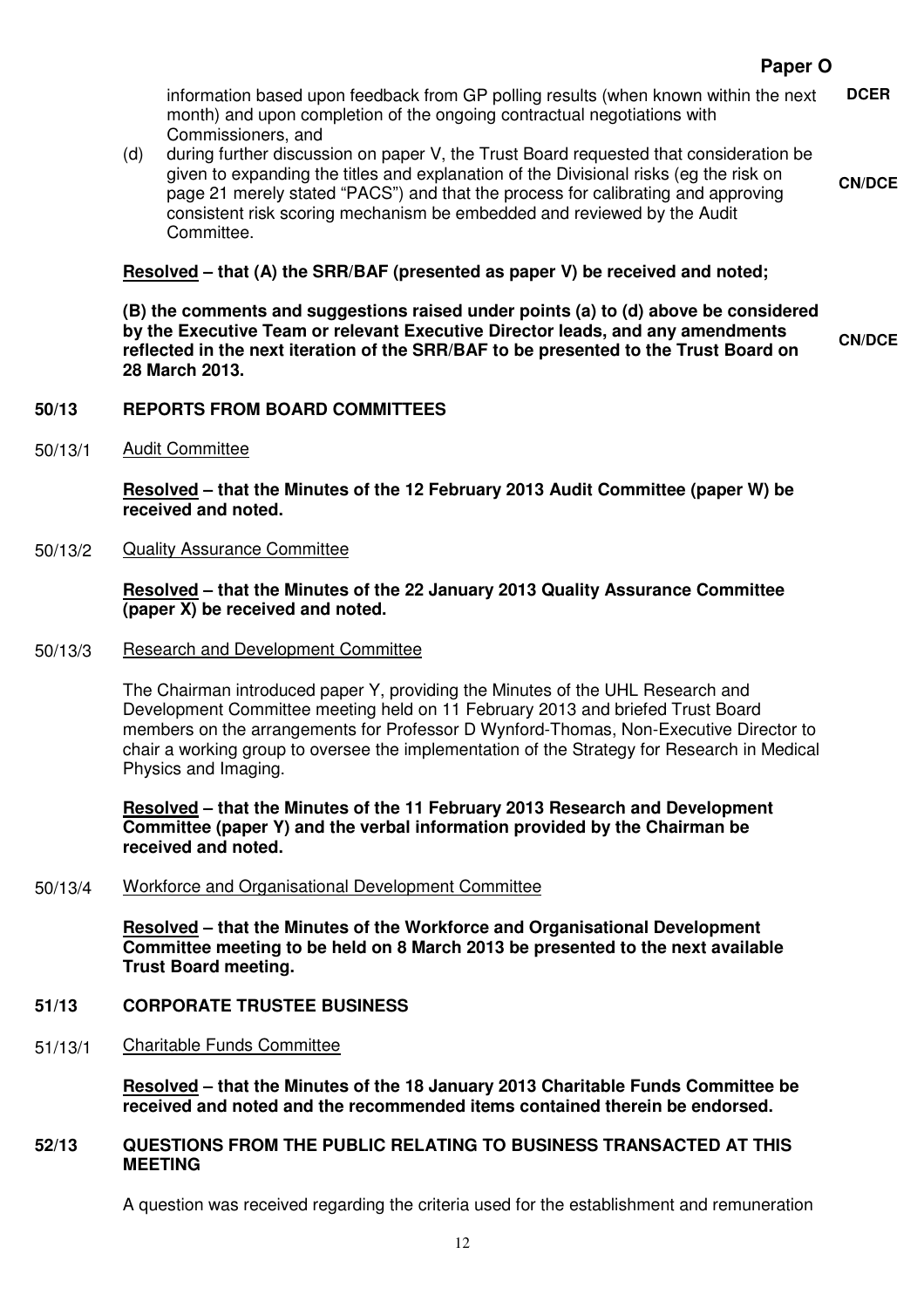**Paper O**

information based upon feedback from GP polling results (when known within the next month) and upon completion of the ongoing contractual negotiations with Commissioners, and **DCER**

(d) during further discussion on paper V, the Trust Board requested that consideration be given to expanding the titles and explanation of the Divisional risks (eg the risk on page 21 merely stated "PACS") and that the process for calibrating and approving consistent risk scoring mechanism be embedded and reviewed by the Audit Committee. **CN/DCE**

**Resolved – that (A) the SRR/BAF (presented as paper V) be received and noted;**

**(B) the comments and suggestions raised under points (a) to (d) above be considered by the Executive Team or relevant Executive Director leads, and any amendments reflected in the next iteration of the SRR/BAF to be presented to the Trust Board on 28 March 2013.** **CN/DCE**

## 50/13 REPORTS FROM BOARD COMMITTEES

50/13/1 Audit Committee

**Resolved – that the Minutes of the 12 February 2013 Audit Committee (paper W) be received and noted.**

50/13/2 Quality Assurance Committee

**Resolved – that the Minutes of the 22 January 2013 Quality Assurance Committee (paper X) be received and noted.**

50/13/3 Research and Development Committee

The Chairman introduced paper Y, providing the Minutes of the UHL Research and Development Committee meeting held on 11 February 2013 and briefed Trust Board members on the arrangements for Professor D Wynford-Thomas, Non-Executive Director to chair a working group to oversee the implementation of the Strategy for Research in Medical Physics and Imaging.

**Resolved – that the Minutes of the 11 February 2013 Research and Development Committee (paper Y) and the verbal information provided by the Chairman be received and noted.**

50/13/4 Workforce and Organisational Development Committee

**Resolved – that the Minutes of the Workforce and Organisational Development Committee meeting to be held on 8 March 2013 be presented to the next available Trust Board meeting.**

## 51/13 CORPORATE TRUSTEE BUSINESS

51/13/1 Charitable Funds Committee

**Resolved – that the Minutes of the 18 January 2013 Charitable Funds Committee be received and noted and the recommended items contained therein be endorsed.**

## 52/13 QUESTIONS FROM THE PUBLIC RELATING TO BUSINESS TRANSACTED AT THIS MEETING

A question was received regarding the criteria used for the establishment and remuneration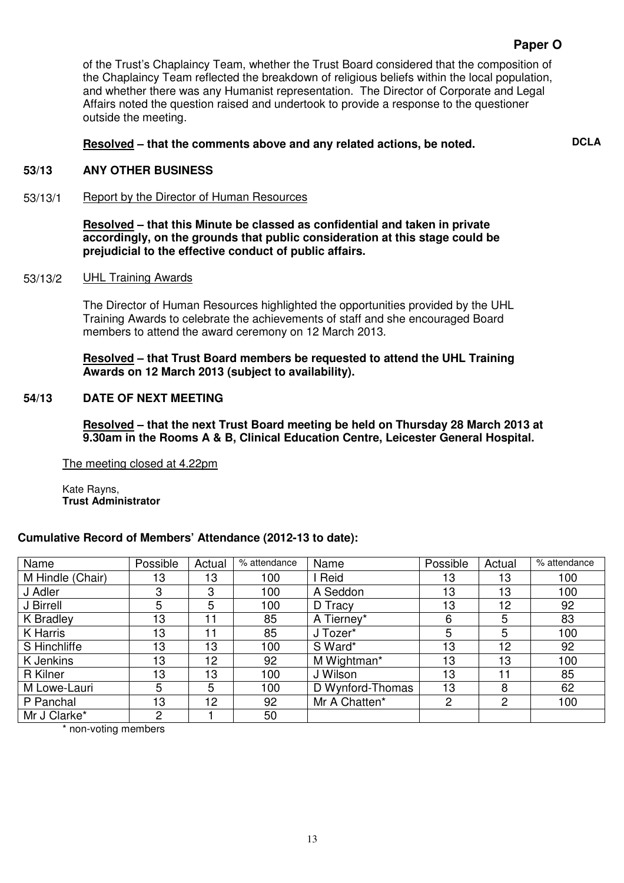**Paper O**

of the Trust's Chaplaincy Team, whether the Trust Board considered that the composition of the Chaplaincy Team reflected the breakdown of religious beliefs within the local population, and whether there was any Humanist representation. The Director of Corporate and Legal Affairs noted the question raised and undertook to provide a response to the questioner outside the meeting.

**Resolved – that the comments above and any related actions, be noted.** **DCLA**

**53/13 ANY OTHER BUSINESS**

53/13/1 Report by the Director of Human Resources

**Resolved – that this Minute be classed as confidential and taken in private accordingly, on the grounds that public consideration at this stage could be prejudicial to the effective conduct of public affairs.**

53/13/2 UHL Training Awards

The Director of Human Resources highlighted the opportunities provided by the UHL Training Awards to celebrate the achievements of staff and she encouraged Board members to attend the award ceremony on 12 March 2013.

**Resolved – that Trust Board members be requested to attend the UHL Training Awards on 12 March 2013 (subject to availability).**

**54/13 DATE OF NEXT MEETING**

**Resolved – that the next Trust Board meeting be held on Thursday 28 March 2013 at 9.30am in the Rooms A & B, Clinical Education Centre, Leicester General Hospital.**

The meeting closed at 4.22pm

Kate Rayns,
**Trust Administrator**

**Cumulative Record of Members' Attendance (2012-13 to date):**

| Name | Possible | Actual | % attendance | Name | Possible | Actual | % attendance |
|---|---|---|---|---|---|---|---|
| M Hindle (Chair) | 13 | 13 | 100 | I Reid | 13 | 13 | 100 |
| J Adler | 3 | 3 | 100 | A Seddon | 13 | 13 | 100 |
| J Birrell | 5 | 5 | 100 | D Tracy | 13 | 12 | 92 |
| K Bradley | 13 | 11 | 85 | A Tierney* | 6 | 5 | 83 |
| K Harris | 13 | 11 | 85 | J Tozer* | 5 | 5 | 100 |
| S Hinchliffe | 13 | 13 | 100 | S Ward* | 13 | 12 | 92 |
| K Jenkins | 13 | 12 | 92 | M Wightman* | 13 | 13 | 100 |
| R Kilner | 13 | 13 | 100 | J Wilson | 13 | 11 | 85 |
| M Lowe-Lauri | 5 | 5 | 100 | D Wynford-Thomas | 13 | 8 | 62 |
| P Panchal | 13 | 12 | 92 | Mr A Chatten* | 2 | 2 | 100 |
| Mr J Clarke* | 2 | 1 | 50 | | | | |

\* non-voting members